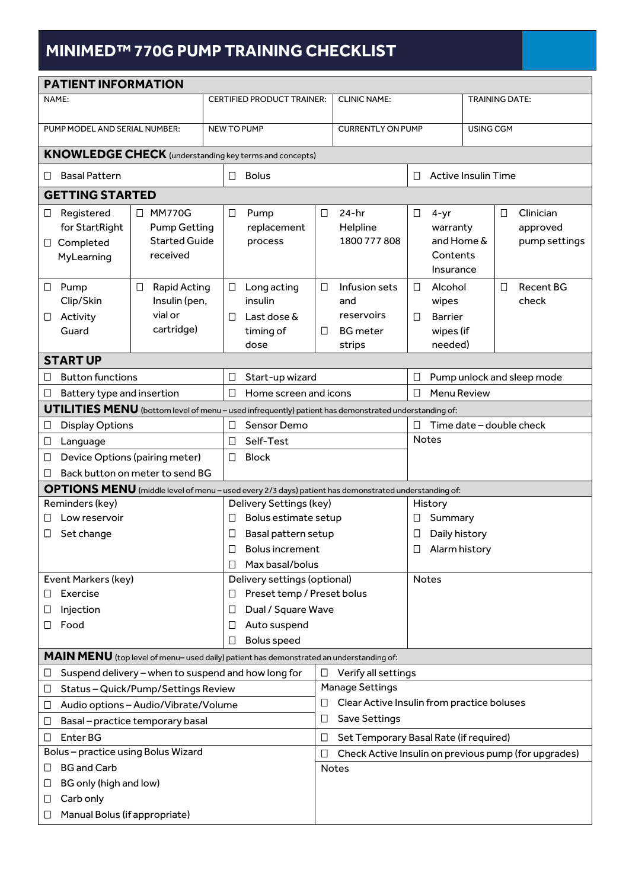# MINIMED™ 770G PUMP TRAINING CHECKLIST

## PATIENT INFORMATION

| | | | |
|---|---|---|---|
| NAME: | CERTIFIED PRODUCT TRAINER: | CLINIC NAME: | TRAINING DATE: |
| PUMP MODEL AND SERIAL NUMBER: | NEW TO PUMP | CURRENTLY ON PUMP | USING CGM |

## KNOWLEDGE CHECK (understanding key terms and concepts)

| | | |
|---|---|---|
| ☐ Basal Pattern | ☐ Bolus | ☐ Active Insulin Time |

## GETTING STARTED

| | | | | | |
|---|---|---|---|---|---|
| ☐ Registered for StartRight<br>☐ Completed MyLearning | ☐ MM770G Pump Getting Started Guide received | ☐ Pump replacement process | ☐ 24-hr Helpline 1800 777 808 | ☐ 4-yr warranty and Home & Contents Insurance | ☐ Clinician approved pump settings |
| ☐ Pump Clip/Skin<br>☐ Activity Guard | ☐ Rapid Acting Insulin (pen, vial or cartridge) | ☐ Long acting insulin<br>☐ Last dose & timing of dose | ☐ Infusion sets and reservoirs<br>☐ BG meter strips | ☐ Alcohol wipes<br>☐ Barrier wipes (if needed) | ☐ Recent BG check |

## START UP

| | | |
|---|---|---|
| ☐ Button functions | ☐ Start-up wizard | ☐ Pump unlock and sleep mode |
| ☐ Battery type and insertion | ☐ Home screen and icons | ☐ Menu Review |

## UTILITIES MENU (bottom level of menu – used infrequently) patient has demonstrated understanding of:

| | | |
|---|---|---|
| ☐ Display Options | ☐ Sensor Demo | ☐ Time date – double check |
| ☐ Language | ☐ Self-Test | Notes |
| ☐ Device Options (pairing meter) | ☐ Block | |
| ☐ Back button on meter to send BG | | |

## OPTIONS MENU (middle level of menu – used every 2/3 days) patient has demonstrated understanding of:

| | | |
|---|---|---|
| Reminders (key)<br>☐ Low reservoir<br>☐ Set change | Delivery Settings (key)<br>☐ Bolus estimate setup<br>☐ Basal pattern setup<br>☐ Bolus increment<br>☐ Max basal/bolus | History<br>☐ Summary<br>☐ Daily history<br>☐ Alarm history |
| Event Markers (key)<br>☐ Exercise<br>☐ Injection<br>☐ Food | Delivery settings (optional)<br>☐ Preset temp / Preset bolus<br>☐ Dual / Square Wave<br>☐ Auto suspend<br>☐ Bolus speed | Notes |

## MAIN MENU (top level of menu– used daily) patient has demonstrated an understanding of:

| | |
|---|---|
| ☐ Suspend delivery – when to suspend and how long for | ☐ Verify all settings |
| ☐ Status – Quick/Pump/Settings Review | Manage Settings |
| ☐ Audio options – Audio/Vibrate/Volume | ☐ Clear Active Insulin from practice boluses |
| ☐ Basal – practice temporary basal | ☐ Save Settings |
| ☐ Enter BG | ☐ Set Temporary Basal Rate (if required) |
| Bolus – practice using Bolus Wizard<br>☐ BG and Carb<br>☐ BG only (high and low)<br>☐ Carb only<br>☐ Manual Bolus (if appropriate) | ☐ Check Active Insulin on previous pump (for upgrades)<br>Notes |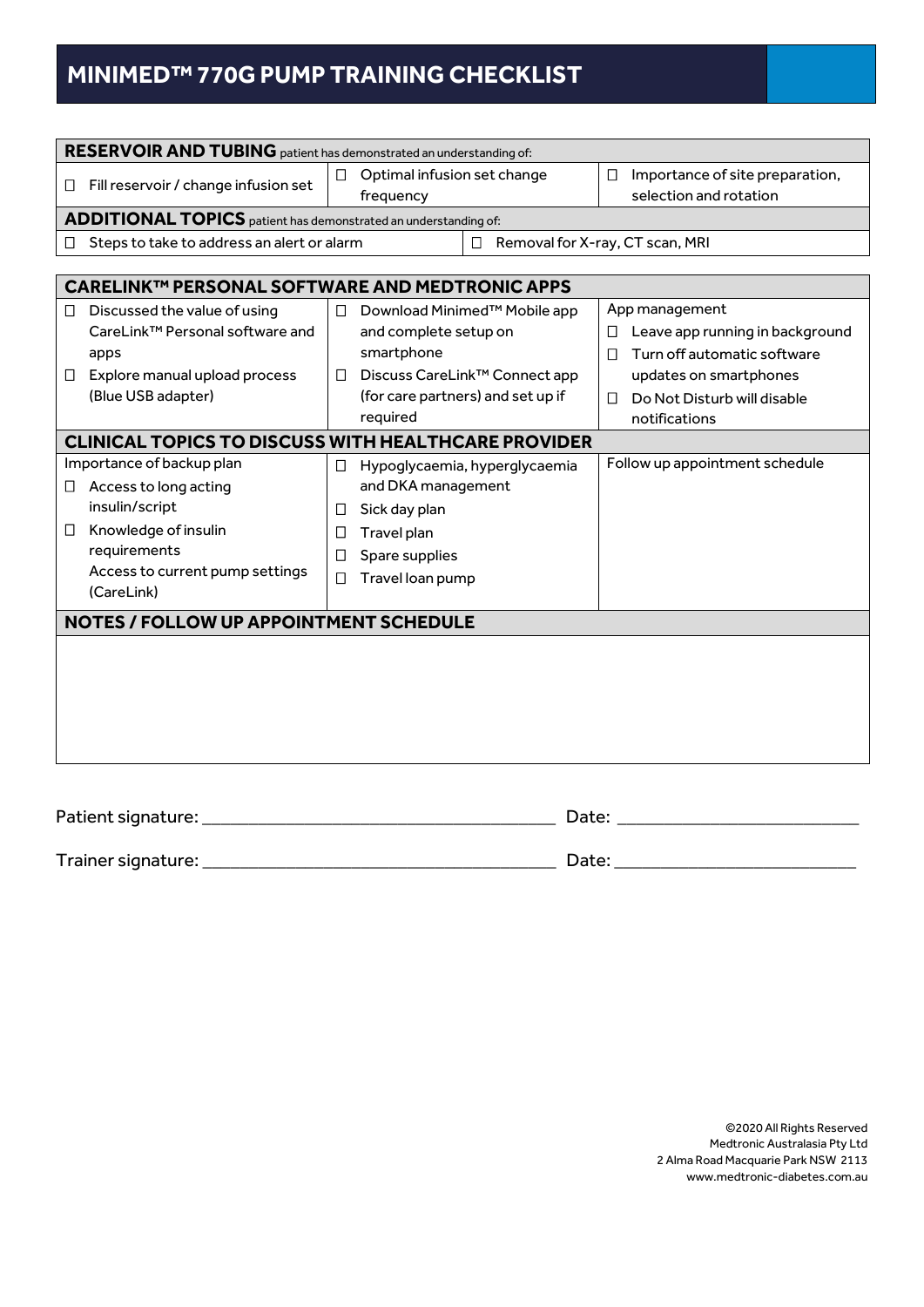# MINIMED™ 770G PUMP TRAINING CHECKLIST

| | | |
|---|---|---|
| **RESERVOIR AND TUBING** patient has demonstrated an understanding of: | | |
| ☐ Fill reservoir / change infusion set | ☐ Optimal infusion set change frequency | ☐ Importance of site preparation, selection and rotation |
| **ADDITIONAL TOPICS** patient has demonstrated an understanding of: | | |
| ☐ Steps to take to address an alert or alarm | ☐ Removal for X-ray, CT scan, MRI | |

| | | |
|---|---|---|
| **CARELINK™ PERSONAL SOFTWARE AND MEDTRONIC APPS** | | |
| ☐ Discussed the value of using CareLink™ Personal software and apps<br>☐ Explore manual upload process (Blue USB adapter) | ☐ Download Minimed™ Mobile app and complete setup on smartphone<br>☐ Discuss CareLink™ Connect app (for care partners) and set up if required | App management<br>☐ Leave app running in background<br>☐ Turn off automatic software updates on smartphones<br>☐ Do Not Disturb will disable notifications |
| **CLINICAL TOPICS TO DISCUSS WITH HEALTHCARE PROVIDER** | | |
| Importance of backup plan<br>☐ Access to long acting insulin/script<br>☐ Knowledge of insulin requirements<br>Access to current pump settings (CareLink) | ☐ Hypoglycaemia, hyperglycaemia and DKA management<br>☐ Sick day plan<br>☐ Travel plan<br>☐ Spare supplies<br>☐ Travel loan pump | Follow up appointment schedule |

## NOTES / FOLLOW UP APPOINTMENT SCHEDULE

Patient signature: ________________________________________ Date: ___________________________

Trainer signature: ________________________________________ Date: ___________________________

©2020 All Rights Reserved
Medtronic Australasia Pty Ltd
2 Alma Road Macquarie Park NSW 2113
www.medtronic-diabetes.com.au